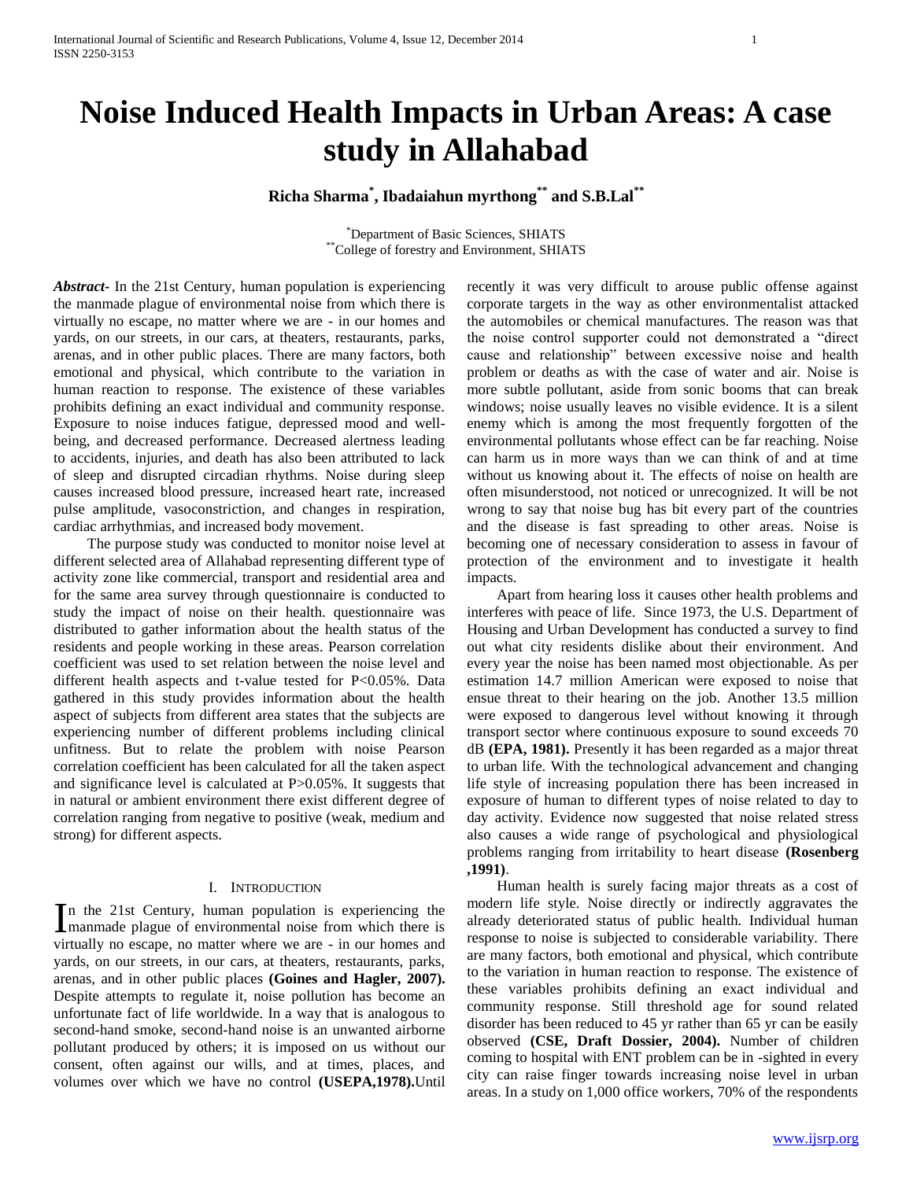# Noise Induced Health Impacts in Urban Areas: A case study in Allahabad

**Richa Sharma[*], Ibadaiahun myrthong[**] and S.B.Lal[**]**

[*]Department of Basic Sciences, SHIATS
[**]College of forestry and Environment, SHIATS

***Abstract-*** In the 21st Century, human population is experiencing the manmade plague of environmental noise from which there is virtually no escape, no matter where we are - in our homes and yards, on our streets, in our cars, at theaters, restaurants, parks, arenas, and in other public places. There are many factors, both emotional and physical, which contribute to the variation in human reaction to response. The existence of these variables prohibits defining an exact individual and community response. Exposure to noise induces fatigue, depressed mood and well-being, and decreased performance. Decreased alertness leading to accidents, injuries, and death has also been attributed to lack of sleep and disrupted circadian rhythms. Noise during sleep causes increased blood pressure, increased heart rate, increased pulse amplitude, vasoconstriction, and changes in respiration, cardiac arrhythmias, and increased body movement.

The purpose study was conducted to monitor noise level at different selected area of Allahabad representing different type of activity zone like commercial, transport and residential area and for the same area survey through questionnaire is conducted to study the impact of noise on their health. questionnaire was distributed to gather information about the health status of the residents and people working in these areas. Pearson correlation coefficient was used to set relation between the noise level and different health aspects and t-value tested for P<0.05%. Data gathered in this study provides information about the health aspect of subjects from different area states that the subjects are experiencing number of different problems including clinical unfitness. But to relate the problem with noise Pearson correlation coefficient has been calculated for all the taken aspect and significance level is calculated at P>0.05%. It suggests that in natural or ambient environment there exist different degree of correlation ranging from negative to positive (weak, medium and strong) for different aspects.

## I. Introduction

In the 21st Century, human population is experiencing the manmade plague of environmental noise from which there is virtually no escape, no matter where we are - in our homes and yards, on our streets, in our cars, at theaters, restaurants, parks, arenas, and in other public places **(Goines and Hagler, 2007).** Despite attempts to regulate it, noise pollution has become an unfortunate fact of life worldwide. In a way that is analogous to second-hand smoke, second-hand noise is an unwanted airborne pollutant produced by others; it is imposed on us without our consent, often against our wills, and at times, places, and volumes over which we have no control **(USEPA,1978).**Until recently it was very difficult to arouse public offense against corporate targets in the way as other environmentalist attacked the automobiles or chemical manufactures. The reason was that the noise control supporter could not demonstrated a "direct cause and relationship" between excessive noise and health problem or deaths as with the case of water and air. Noise is more subtle pollutant, aside from sonic booms that can break windows; noise usually leaves no visible evidence. It is a silent enemy which is among the most frequently forgotten of the environmental pollutants whose effect can be far reaching. Noise can harm us in more ways than we can think of and at time without us knowing about it. The effects of noise on health are often misunderstood, not noticed or unrecognized. It will be not wrong to say that noise bug has bit every part of the countries and the disease is fast spreading to other areas. Noise is becoming one of necessary consideration to assess in favour of protection of the environment and to investigate it health impacts.

Apart from hearing loss it causes other health problems and interferes with peace of life. Since 1973, the U.S. Department of Housing and Urban Development has conducted a survey to find out what city residents dislike about their environment. And every year the noise has been named most objectionable. As per estimation 14.7 million American were exposed to noise that ensue threat to their hearing on the job. Another 13.5 million were exposed to dangerous level without knowing it through transport sector where continuous exposure to sound exceeds 70 dB **(EPA, 1981).** Presently it has been regarded as a major threat to urban life. With the technological advancement and changing life style of increasing population there has been increased in exposure of human to different types of noise related to day to day activity. Evidence now suggested that noise related stress also causes a wide range of psychological and physiological problems ranging from irritability to heart disease **(Rosenberg ,1991)**.

Human health is surely facing major threats as a cost of modern life style. Noise directly or indirectly aggravates the already deteriorated status of public health. Individual human response to noise is subjected to considerable variability. There are many factors, both emotional and physical, which contribute to the variation in human reaction to response. The existence of these variables prohibits defining an exact individual and community response. Still threshold age for sound related disorder has been reduced to 45 yr rather than 65 yr can be easily observed **(CSE, Draft Dossier, 2004).** Number of children coming to hospital with ENT problem can be in -sighted in every city can raise finger towards increasing noise level in urban areas. In a study on 1,000 office workers, 70% of the respondents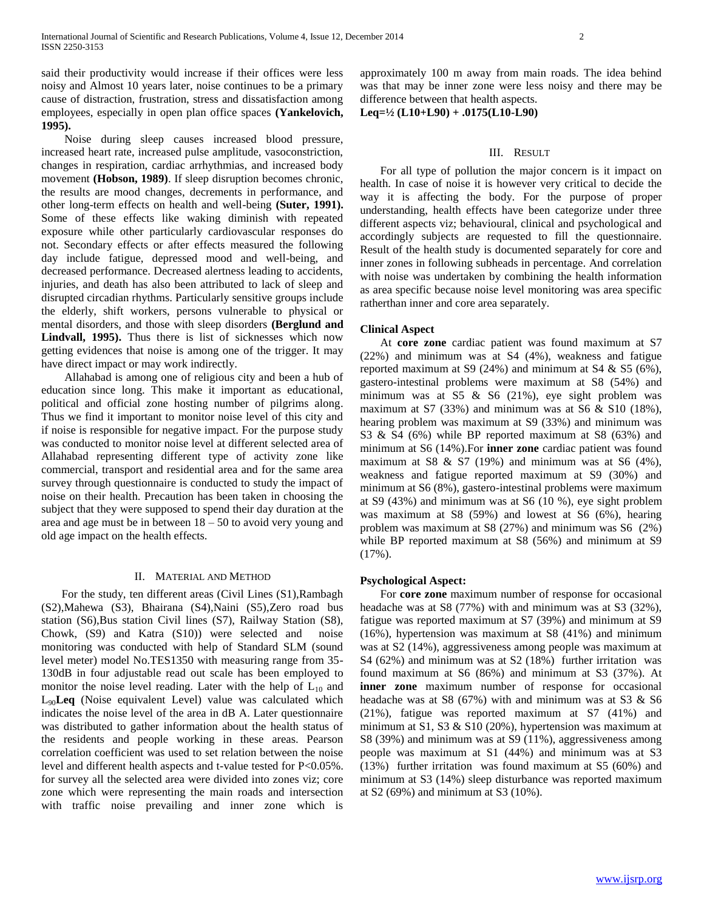said their productivity would increase if their offices were less noisy and Almost 10 years later, noise continues to be a primary cause of distraction, frustration, stress and dissatisfaction among employees, especially in open plan office spaces **(Yankelovich, 1995).**

Noise during sleep causes increased blood pressure, increased heart rate, increased pulse amplitude, vasoconstriction, changes in respiration, cardiac arrhythmias, and increased body movement **(Hobson, 1989)**. If sleep disruption becomes chronic, the results are mood changes, decrements in performance, and other long-term effects on health and well-being **(Suter, 1991).** Some of these effects like waking diminish with repeated exposure while other particularly cardiovascular responses do not. Secondary effects or after effects measured the following day include fatigue, depressed mood and well-being, and decreased performance. Decreased alertness leading to accidents, injuries, and death has also been attributed to lack of sleep and disrupted circadian rhythms. Particularly sensitive groups include the elderly, shift workers, persons vulnerable to physical or mental disorders, and those with sleep disorders **(Berglund and Lindvall, 1995).** Thus there is list of sicknesses which now getting evidences that noise is among one of the trigger. It may have direct impact or may work indirectly.

Allahabad is among one of religious city and been a hub of education since long. This make it important as educational, political and official zone hosting number of pilgrims along. Thus we find it important to monitor noise level of this city and if noise is responsible for negative impact. For the purpose study was conducted to monitor noise level at different selected area of Allahabad representing different type of activity zone like commercial, transport and residential area and for the same area survey through questionnaire is conducted to study the impact of noise on their health. Precaution has been taken in choosing the subject that they were supposed to spend their day duration at the area and age must be in between 18 – 50 to avoid very young and old age impact on the health effects.

## II. Material and Method

For the study, ten different areas (Civil Lines (S1),Rambagh (S2),Mahewa (S3), Bhairana (S4),Naini (S5),Zero road bus station (S6),Bus station Civil lines (S7), Railway Station (S8), Chowk, (S9) and Katra (S10)) were selected and noise monitoring was conducted with help of Standard SLM (sound level meter) model No.TES1350 with measuring range from 35-130dB in four adjustable read out scale has been employed to monitor the noise level reading. Later with the help of $L_{10}$ and $L_{90}$**Leq** (Noise equivalent Level) value was calculated which indicates the noise level of the area in dB A. Later questionnaire was distributed to gather information about the health status of the residents and people working in these areas. Pearson correlation coefficient was used to set relation between the noise level and different health aspects and t-value tested for P<0.05%. for survey all the selected area were divided into zones viz; core zone which were representing the main roads and intersection with traffic noise prevailing and inner zone which is approximately 100 m away from main roads. The idea behind was that may be inner zone were less noisy and there may be difference between that health aspects.

$$Leq = \frac{1}{2}(L10+L90) + .0175(L10-L90)$$

## III. Result

For all type of pollution the major concern is it impact on health. In case of noise it is however very critical to decide the way it is affecting the body. For the purpose of proper understanding, health effects have been categorize under three different aspects viz; behavioural, clinical and psychological and accordingly subjects are requested to fill the questionnaire. Result of the health study is documented separately for core and inner zones in following subheads in percentage. And correlation with noise was undertaken by combining the health information as area specific because noise level monitoring was area specific ratherthan inner and core area separately.

### Clinical Aspect

At **core zone** cardiac patient was found maximum at S7 (22%) and minimum was at S4 (4%), weakness and fatigue reported maximum at S9 (24%) and minimum at S4 & S5 (6%), gastero-intestinal problems were maximum at S8 (54%) and minimum was at S5 & S6 (21%), eye sight problem was maximum at S7 (33%) and minimum was at S6 & S10 (18%), hearing problem was maximum at S9 (33%) and minimum was S3 & S4 (6%) while BP reported maximum at S8 (63%) and minimum at S6 (14%).For **inner zone** cardiac patient was found maximum at S8 & S7 (19%) and minimum was at S6 (4%), weakness and fatigue reported maximum at S9 (30%) and minimum at S6 (8%), gastero-intestinal problems were maximum at S9 (43%) and minimum was at S6 (10 %), eye sight problem was maximum at S8 (59%) and lowest at S6 (6%), hearing problem was maximum at S8 (27%) and minimum was S6 (2%) while BP reported maximum at S8 (56%) and minimum at S9 (17%).

### Psychological Aspect:

For **core zone** maximum number of response for occasional headache was at S8 (77%) with and minimum was at S3 (32%), fatigue was reported maximum at S7 (39%) and minimum at S9 (16%), hypertension was maximum at S8 (41%) and minimum was at S2 (14%), aggressiveness among people was maximum at S4 (62%) and minimum was at S2 (18%) further irritation was found maximum at S6 (86%) and minimum at S3 (37%). At **inner zone** maximum number of response for occasional headache was at S8 (67%) with and minimum was at S3 & S6 (21%), fatigue was reported maximum at S7 (41%) and minimum at S1, S3 & S10 (20%), hypertension was maximum at S8 (39%) and minimum was at S9 (11%), aggressiveness among people was maximum at S1 (44%) and minimum was at S3 (13%) further irritation was found maximum at S5 (60%) and minimum at S3 (14%) sleep disturbance was reported maximum at S2 (69%) and minimum at S3 (10%).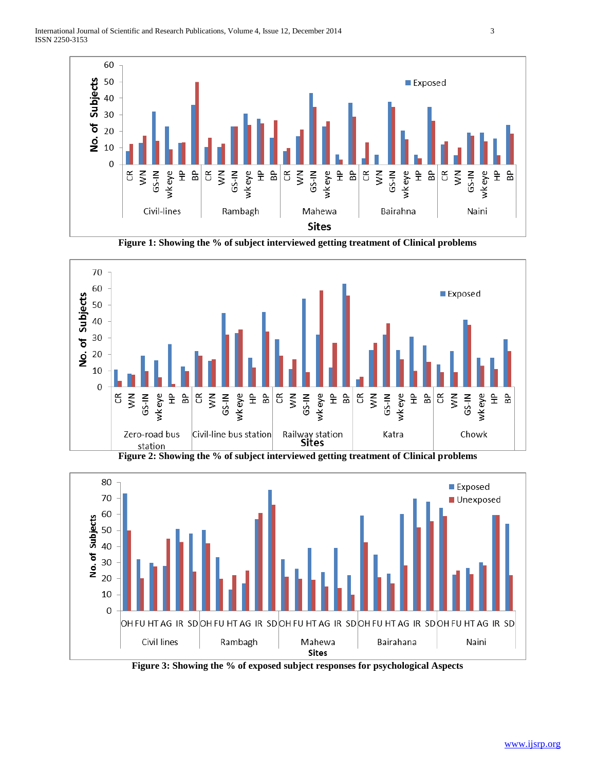Figure 1: Showing the % of subject interviewed getting treatment of Clinical problems

Figure 2: Showing the % of subject interviewed getting treatment of Clinical problems

Figure 3: Showing the % of exposed subject responses for psychological Aspects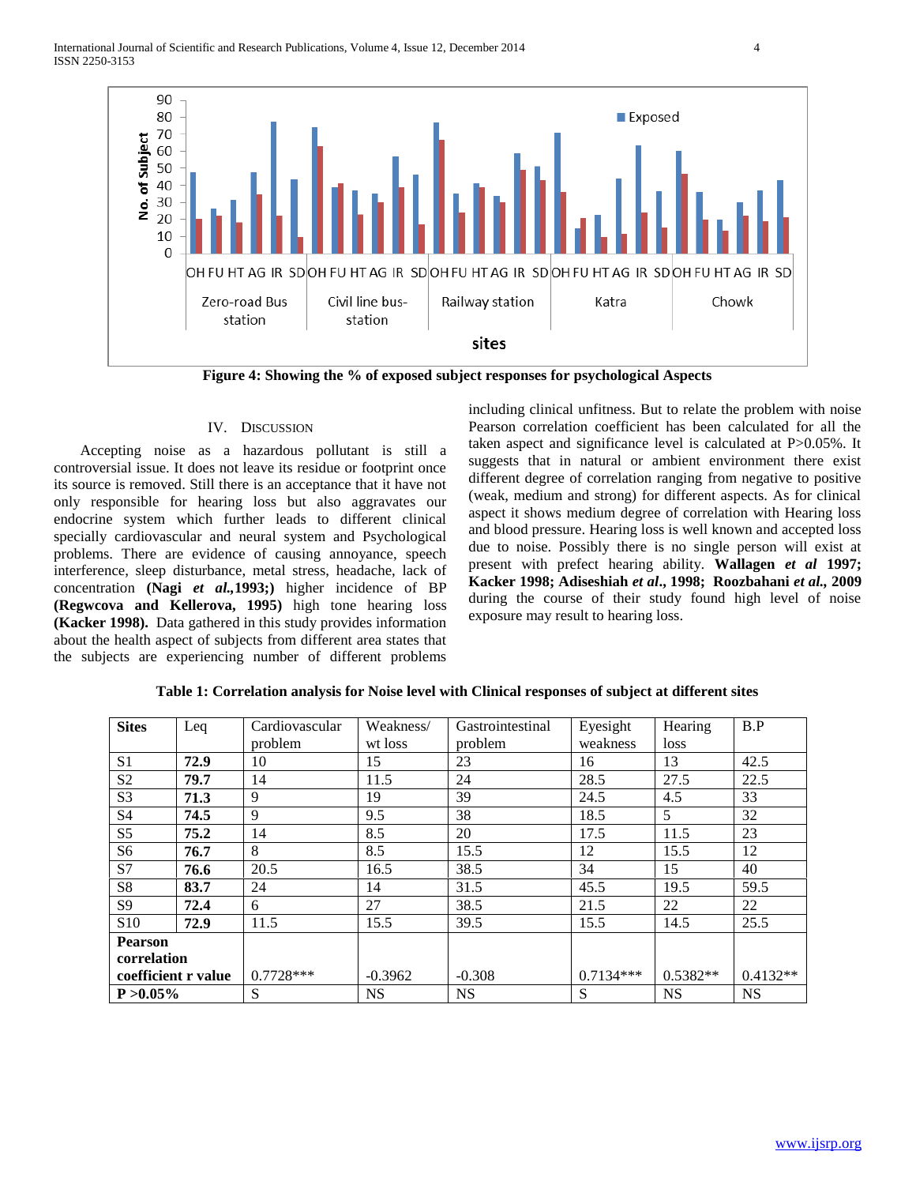Figure 4: Showing the % of exposed subject responses for psychological Aspects

## IV. Discussion

Accepting noise as a hazardous pollutant is still a controversial issue. It does not leave its residue or footprint once its source is removed. Still there is an acceptance that it have not only responsible for hearing loss but also aggravates our endocrine system which further leads to different clinical specially cardiovascular and neural system and Psychological problems. There are evidence of causing annoyance, speech interference, sleep disturbance, metal stress, headache, lack of concentration **(Nagi *et al*.,1993;)** higher incidence of BP **(Regwcova and Kellerova, 1995)** high tone hearing loss **(Kacker 1998).** Data gathered in this study provides information about the health aspect of subjects from different area states that the subjects are experiencing number of different problems including clinical unfitness. But to relate the problem with noise Pearson correlation coefficient has been calculated for all the taken aspect and significance level is calculated at P>0.05%. It suggests that in natural or ambient environment there exist different degree of correlation ranging from negative to positive (weak, medium and strong) for different aspects. As for clinical aspect it shows medium degree of correlation with Hearing loss and blood pressure. Hearing loss is well known and accepted loss due to noise. Possibly there is no single person will exist at present with prefect hearing ability. **Wallagen *et al* 1997; Kacker 1998; Adiseshiah *et al*., 1998; Roozbahani *et al*., 2009** during the course of their study found high level of noise exposure may result to hearing loss.

**Table 1: Correlation analysis for Noise level with Clinical responses of subject at different sites**

| Sites | Leq | Cardiovascular problem | Weakness/ wt loss | Gastrointestinal problem | Eyesight weakness | Hearing loss | B.P |
|---|---|---|---|---|---|---|---|
| S1 | **72.9** | 10 | 15 | 23 | 16 | 13 | 42.5 |
| S2 | **79.7** | 14 | 11.5 | 24 | 28.5 | 27.5 | 22.5 |
| S3 | **71.3** | 9 | 19 | 39 | 24.5 | 4.5 | 33 |
| S4 | **74.5** | 9 | 9.5 | 38 | 18.5 | 5 | 32 |
| S5 | **75.2** | 14 | 8.5 | 20 | 17.5 | 11.5 | 23 |
| S6 | **76.7** | 8 | 8.5 | 15.5 | 12 | 15.5 | 12 |
| S7 | **76.6** | 20.5 | 16.5 | 38.5 | 34 | 15 | 40 |
| S8 | **83.7** | 24 | 14 | 31.5 | 45.5 | 19.5 | 59.5 |
| S9 | **72.4** | 6 | 27 | 38.5 | 21.5 | 22 | 22 |
| S10 | **72.9** | 11.5 | 15.5 | 39.5 | 15.5 | 14.5 | 25.5 |
| **Pearson correlation coefficient r value** | | 0.7728*** | -0.3962 | -0.308 | 0.7134*** | 0.5382** | 0.4132** |
| **P >0.05%** | | S | NS | NS | S | NS | NS |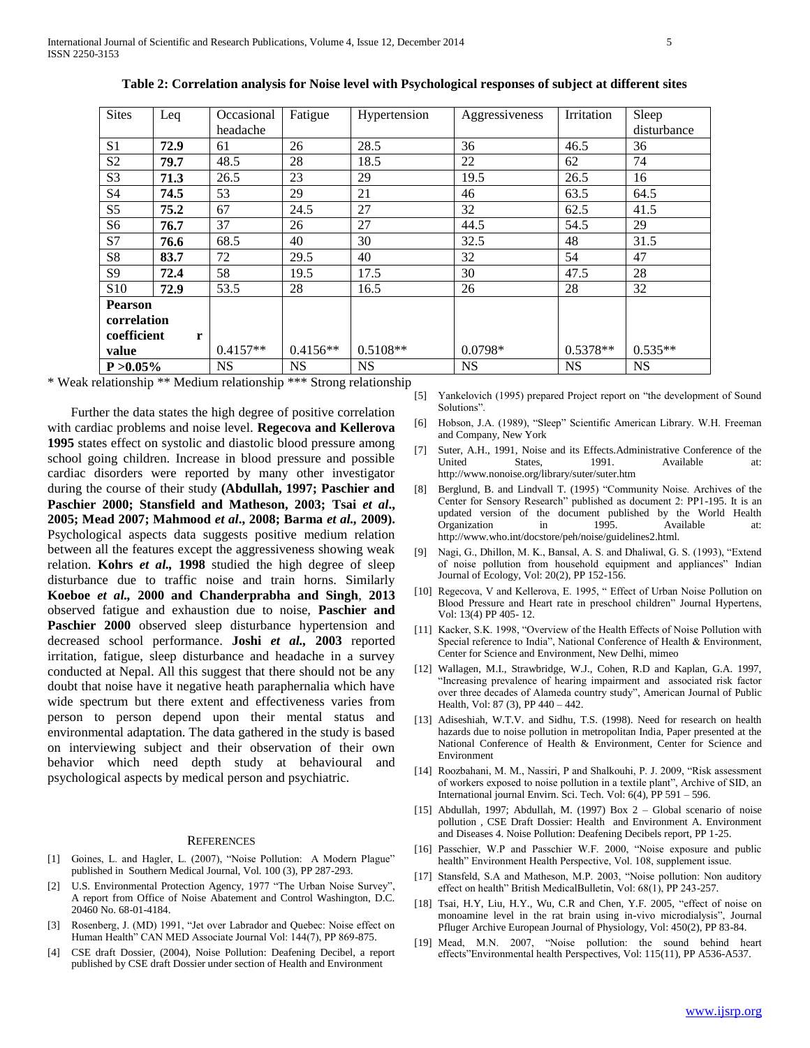**Table 2: Correlation analysis for Noise level with Psychological responses of subject at different sites**

| Sites | Leq | Occasional headache | Fatigue | Hypertension | Aggressiveness | Irritation | Sleep disturbance |
|---|---|---|---|---|---|---|---|
| S1 | **72.9** | 61 | 26 | 28.5 | 36 | 46.5 | 36 |
| S2 | **79.7** | 48.5 | 28 | 18.5 | 22 | 62 | 74 |
| S3 | **71.3** | 26.5 | 23 | 29 | 19.5 | 26.5 | 16 |
| S4 | **74.5** | 53 | 29 | 21 | 46 | 63.5 | 64.5 |
| S5 | **75.2** | 67 | 24.5 | 27 | 32 | 62.5 | 41.5 |
| S6 | **76.7** | 37 | 26 | 27 | 44.5 | 54.5 | 29 |
| S7 | **76.6** | 68.5 | 40 | 30 | 32.5 | 48 | 31.5 |
| S8 | **83.7** | 72 | 29.5 | 40 | 32 | 54 | 47 |
| S9 | **72.4** | 58 | 19.5 | 17.5 | 30 | 47.5 | 28 |
| S10 | **72.9** | 53.5 | 28 | 16.5 | 26 | 28 | 32 |
| **Pearson correlation coefficient r value** | | 0.4157** | 0.4156** | 0.5108** | 0.0798* | 0.5378** | 0.535** |
| **P >0.05%** | | NS | NS | NS | NS | NS | NS |

\* Weak relationship ** Medium relationship *** Strong relationship

Further the data states the high degree of positive correlation with cardiac problems and noise level. **Regecova and Kellerova 1995** states effect on systolic and diastolic blood pressure among school going children. Increase in blood pressure and possible cardiac disorders were reported by many other investigator during the course of their study **(Abdullah, 1997; Paschier and Paschier 2000; Stansfield and Matheson, 2003; Tsai *et al*., 2005; Mead 2007; Mahmood *et al*., 2008; Barma *et al.,* 2009).** Psychological aspects data suggests positive medium relation between all the features except the aggressiveness showing weak relation. **Kohrs *et al.,* 1998** studied the high degree of sleep disturbance due to traffic noise and train horns. Similarly **Koeboe *et al.,* 2000 and Chanderprabha and Singh**, **2013** observed fatigue and exhaustion due to noise, **Paschier and Paschier 2000** observed sleep disturbance hypertension and decreased school performance. **Joshi *et al.,* 2003** reported irritation, fatigue, sleep disturbance and headache in a survey conducted at Nepal. All this suggest that there should not be any doubt that noise have it negative heath paraphernalia which have wide spectrum but there extent and effectiveness varies from person to person depend upon their mental status and environmental adaptation. The data gathered in the study is based on interviewing subject and their observation of their own behavior which need depth study at behavioural and psychological aspects by medical person and psychiatric.

## REFERENCES

[1] Goines, L. and Hagler, L. (2007), "Noise Pollution: A Modern Plague" published in Southern Medical Journal, Vol. 100 (3), PP 287-293.

[2] U.S. Environmental Protection Agency, 1977 "The Urban Noise Survey", A report from Office of Noise Abatement and Control Washington, D.C. 20460 No. 68-01-4184.

[3] Rosenberg, J. (MD) 1991, "Jet over Labrador and Quebec: Noise effect on Human Health" CAN MED Associate Journal Vol: 144(7), PP 869-875.

[4] CSE draft Dossier, (2004), Noise Pollution: Deafening Decibel, a report published by CSE draft Dossier under section of Health and Environment

[5] Yankelovich (1995) prepared Project report on "the development of Sound Solutions".

[6] Hobson, J.A. (1989), "Sleep" Scientific American Library. W.H. Freeman and Company, New York

[7] Suter, A.H., 1991, Noise and its Effects.Administrative Conference of the United States, 1991. Available at: http://www.nonoise.org/library/suter/suter.htm

[8] Berglund, B. and Lindvall T. (1995) "Community Noise. Archives of the Center for Sensory Research" published as document 2: PP1-195. It is an updated version of the document published by the World Health Organization in 1995. Available at: http://www.who.int/docstore/peh/noise/guidelines2.html.

[9] Nagi, G., Dhillon, M. K., Bansal, A. S. and Dhaliwal, G. S. (1993), "Extend of noise pollution from household equipment and appliances" Indian Journal of Ecology, Vol: 20(2), PP 152-156.

[10] Regecova, V and Kellerova, E. 1995, " Effect of Urban Noise Pollution on Blood Pressure and Heart rate in preschool children" Journal Hypertens, Vol: 13(4) PP 405- 12.

[11] Kacker, S.K. 1998, "Overview of the Health Effects of Noise Pollution with Special reference to India", National Conference of Health & Environment, Center for Science and Environment, New Delhi, mimeo

[12] Wallagen, M.I., Strawbridge, W.J., Cohen, R.D and Kaplan, G.A. 1997, "Increasing prevalence of hearing impairment and associated risk factor over three decades of Alameda country study", American Journal of Public Health, Vol: 87 (3), PP 440 – 442.

[13] Adiseshiah, W.T.V. and Sidhu, T.S. (1998). Need for research on health hazards due to noise pollution in metropolitan India, Paper presented at the National Conference of Health & Environment, Center for Science and Environment

[14] Roozbahani, M. M., Nassiri, P and Shalkouhi, P. J. 2009, "Risk assessment of workers exposed to noise pollution in a textile plant", Archive of SID, an International journal Envirn. Sci. Tech. Vol: 6(4), PP 591 – 596.

[15] Abdullah, 1997; Abdullah, M. (1997) Box 2 – Global scenario of noise pollution , CSE Draft Dossier: Health and Environment A. Environment and Diseases 4. Noise Pollution: Deafening Decibels report, PP 1-25.

[16] Passchier, W.P and Passchier W.F. 2000, "Noise exposure and public health" Environment Health Perspective, Vol. 108, supplement issue.

[17] Stansfeld, S.A and Matheson, M.P. 2003, "Noise pollution: Non auditory effect on health" British MedicalBulletin, Vol: 68(1), PP 243-257.

[18] Tsai, H.Y, Liu, H.Y., Wu, C.R and Chen, Y.F. 2005, "effect of noise on monoamine level in the rat brain using in-vivo microdialysis", Journal Pfluger Archive European Journal of Physiology, Vol: 450(2), PP 83-84.

[19] Mead, M.N. 2007, "Noise pollution: the sound behind heart effects"Environmental health Perspectives, Vol: 115(11), PP A536-A537.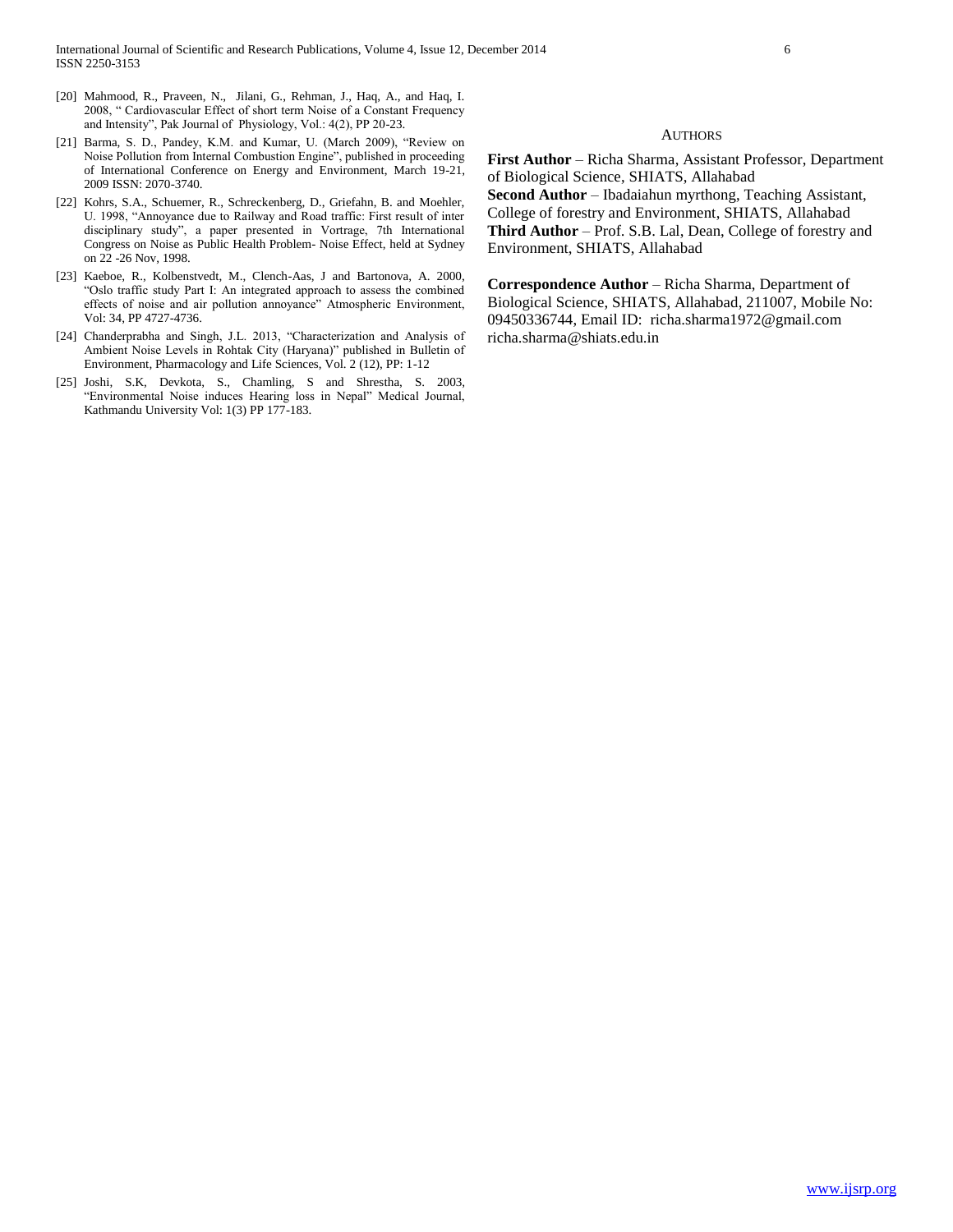[20] Mahmood, R., Praveen, N., Jilani, G., Rehman, J., Haq, A., and Haq, I. 2008, " Cardiovascular Effect of short term Noise of a Constant Frequency and Intensity", Pak Journal of Physiology, Vol.: 4(2), PP 20-23.

[21] Barma, S. D., Pandey, K.M. and Kumar, U. (March 2009), "Review on Noise Pollution from Internal Combustion Engine", published in proceeding of International Conference on Energy and Environment, March 19-21, 2009 ISSN: 2070-3740.

[22] Kohrs, S.A., Schuemer, R., Schreckenberg, D., Griefahn, B. and Moehler, U. 1998, "Annoyance due to Railway and Road traffic: First result of inter disciplinary study", a paper presented in Vortrage, 7th International Congress on Noise as Public Health Problem- Noise Effect, held at Sydney on 22 -26 Nov, 1998.

[23] Kaeboe, R., Kolbenstvedt, M., Clench-Aas, J and Bartonova, A. 2000, "Oslo traffic study Part I: An integrated approach to assess the combined effects of noise and air pollution annoyance" Atmospheric Environment, Vol: 34, PP 4727-4736.

[24] Chanderprabha and Singh, J.L. 2013, "Characterization and Analysis of Ambient Noise Levels in Rohtak City (Haryana)" published in Bulletin of Environment, Pharmacology and Life Sciences, Vol. 2 (12), PP: 1-12

[25] Joshi, S.K, Devkota, S., Chamling, S and Shrestha, S. 2003, "Environmental Noise induces Hearing loss in Nepal" Medical Journal, Kathmandu University Vol: 1(3) PP 177-183.

## Authors

**First Author** – Richa Sharma, Assistant Professor, Department of Biological Science, SHIATS, Allahabad
**Second Author** – Ibadaiahun myrthong, Teaching Assistant, College of forestry and Environment, SHIATS, Allahabad
**Third Author** – Prof. S.B. Lal, Dean, College of forestry and Environment, SHIATS, Allahabad

**Correspondence Author** – Richa Sharma, Department of Biological Science, SHIATS, Allahabad, 211007, Mobile No: 09450336744, Email ID: richa.sharma1972@gmail.com richa.sharma@shiats.edu.in